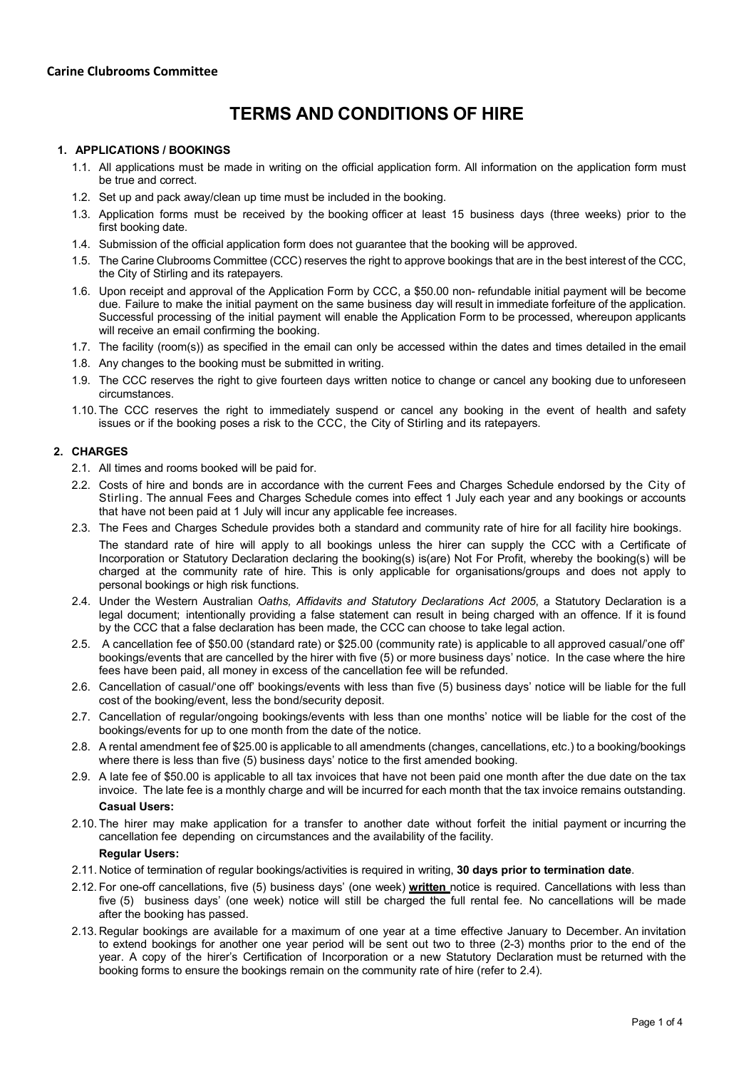**Carine Clubrooms Committee**

# TERMS AND CONDITIONS OF HIRE

## 1. APPLICATIONS / BOOKINGS

1.1. All applications must be made in writing on the official application form. All information on the application form must be true and correct.

1.2. Set up and pack away/clean up time must be included in the booking.

1.3. Application forms must be received by the booking officer at least 15 business days (three weeks) prior to the first booking date.

1.4. Submission of the official application form does not guarantee that the booking will be approved.

1.5. The Carine Clubrooms Committee (CCC) reserves the right to approve bookings that are in the best interest of the CCC, the City of Stirling and its ratepayers.

1.6. Upon receipt and approval of the Application Form by CCC, a $50.00 non- refundable initial payment will be become due. Failure to make the initial payment on the same business day will result in immediate forfeiture of the application. Successful processing of the initial payment will enable the Application Form to be processed, whereupon applicants will receive an email confirming the booking.

1.7. The facility (room(s)) as specified in the email can only be accessed within the dates and times detailed in the email

1.8. Any changes to the booking must be submitted in writing.

1.9. The CCC reserves the right to give fourteen days written notice to change or cancel any booking due to unforeseen circumstances.

1.10. The CCC reserves the right to immediately suspend or cancel any booking in the event of health and safety issues or if the booking poses a risk to the CCC, the City of Stirling and its ratepayers.

## 2. CHARGES

2.1. All times and rooms booked will be paid for.

2.2. Costs of hire and bonds are in accordance with the current Fees and Charges Schedule endorsed by the City of Stirling. The annual Fees and Charges Schedule comes into effect 1 July each year and any bookings or accounts that have not been paid at 1 July will incur any applicable fee increases.

2.3. The Fees and Charges Schedule provides both a standard and community rate of hire for all facility hire bookings.

The standard rate of hire will apply to all bookings unless the hirer can supply the CCC with a Certificate of Incorporation or Statutory Declaration declaring the booking(s) is(are) Not For Profit, whereby the booking(s) will be charged at the community rate of hire. This is only applicable for organisations/groups and does not apply to personal bookings or high risk functions.

2.4. Under the Western Australian *Oaths, Affidavits and Statutory Declarations Act 2005*, a Statutory Declaration is a legal document; intentionally providing a false statement can result in being charged with an offence. If it is found by the CCC that a false declaration has been made, the CCC can choose to take legal action.

2.5. A cancellation fee of $50.00 (standard rate) or $25.00 (community rate) is applicable to all approved casual/'one off' bookings/events that are cancelled by the hirer with five (5) or more business days' notice. In the case where the hire fees have been paid, all money in excess of the cancellation fee will be refunded.

2.6. Cancellation of casual/'one off' bookings/events with less than five (5) business days' notice will be liable for the full cost of the booking/event, less the bond/security deposit.

2.7. Cancellation of regular/ongoing bookings/events with less than one months' notice will be liable for the cost of the bookings/events for up to one month from the date of the notice.

2.8. A rental amendment fee of $25.00 is applicable to all amendments (changes, cancellations, etc.) to a booking/bookings where there is less than five (5) business days' notice to the first amended booking.

2.9. A late fee of $50.00 is applicable to all tax invoices that have not been paid one month after the due date on the tax invoice. The late fee is a monthly charge and will be incurred for each month that the tax invoice remains outstanding.

**Casual Users:**

2.10. The hirer may make application for a transfer to another date without forfeit the initial payment or incurring the cancellation fee depending on circumstances and the availability of the facility.

**Regular Users:**

2.11. Notice of termination of regular bookings/activities is required in writing, **30 days prior to termination date**.

2.12. For one-off cancellations, five (5) business days' (one week) **written** notice is required. Cancellations with less than five (5) business days' (one week) notice will still be charged the full rental fee. No cancellations will be made after the booking has passed.

2.13. Regular bookings are available for a maximum of one year at a time effective January to December. An invitation to extend bookings for another one year period will be sent out two to three (2-3) months prior to the end of the year. A copy of the hirer's Certification of Incorporation or a new Statutory Declaration must be returned with the booking forms to ensure the bookings remain on the community rate of hire (refer to 2.4).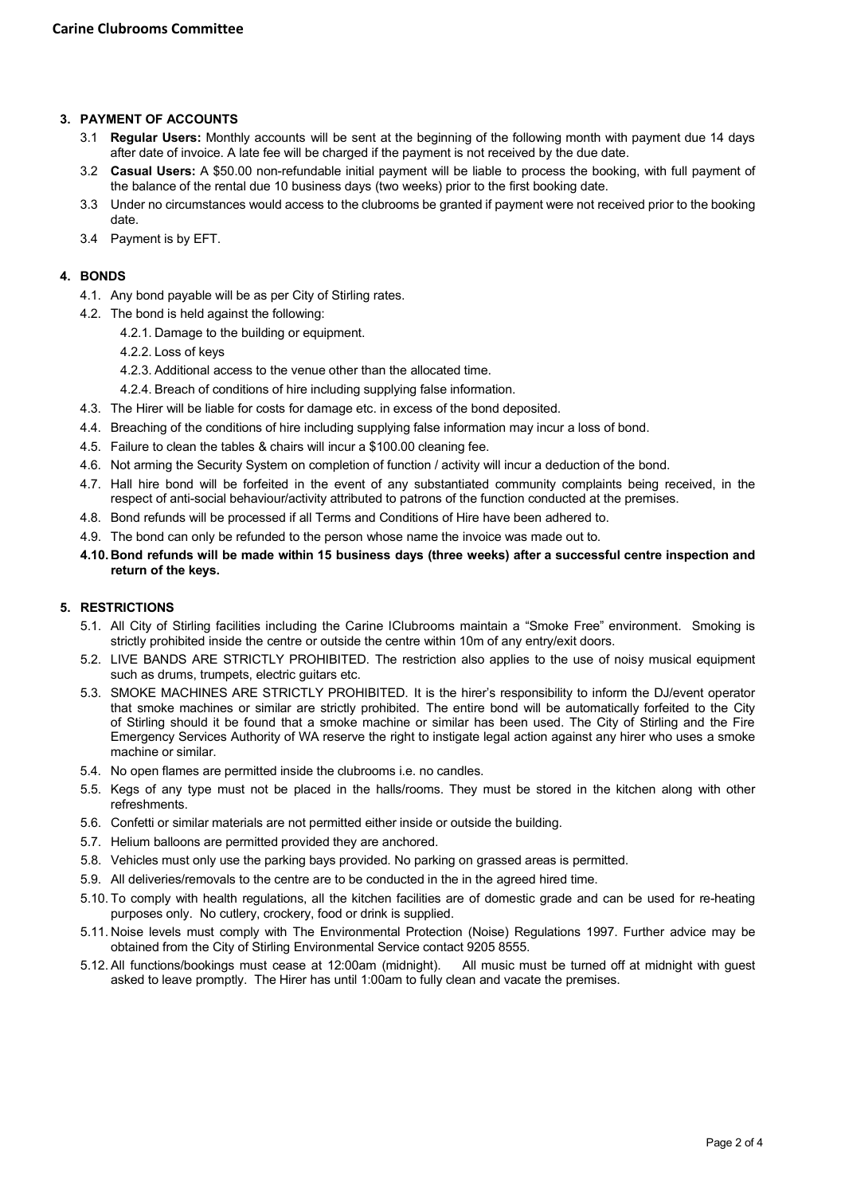## 3. PAYMENT OF ACCOUNTS

3.1 **Regular Users:** Monthly accounts will be sent at the beginning of the following month with payment due 14 days after date of invoice. A late fee will be charged if the payment is not received by the due date.

3.2 **Casual Users:** A $50.00 non-refundable initial payment will be liable to process the booking, with full payment of the balance of the rental due 10 business days (two weeks) prior to the first booking date.

3.3 Under no circumstances would access to the clubrooms be granted if payment were not received prior to the booking date.

3.4 Payment is by EFT.

## 4. BONDS

4.1. Any bond payable will be as per City of Stirling rates.

4.2. The bond is held against the following:

- 4.2.1. Damage to the building or equipment.
- 4.2.2. Loss of keys
- 4.2.3. Additional access to the venue other than the allocated time.
- 4.2.4. Breach of conditions of hire including supplying false information.

4.3. The Hirer will be liable for costs for damage etc. in excess of the bond deposited.

4.4. Breaching of the conditions of hire including supplying false information may incur a loss of bond.

4.5. Failure to clean the tables & chairs will incur a $100.00 cleaning fee.

4.6. Not arming the Security System on completion of function / activity will incur a deduction of the bond.

4.7. Hall hire bond will be forfeited in the event of any substantiated community complaints being received, in the respect of anti-social behaviour/activity attributed to patrons of the function conducted at the premises.

4.8. Bond refunds will be processed if all Terms and Conditions of Hire have been adhered to.

4.9. The bond can only be refunded to the person whose name the invoice was made out to.

**4.10. Bond refunds will be made within 15 business days (three weeks) after a successful centre inspection and return of the keys.**

## 5. RESTRICTIONS

5.1. All City of Stirling facilities including the Carine lClubrooms maintain a "Smoke Free" environment. Smoking is strictly prohibited inside the centre or outside the centre within 10m of any entry/exit doors.

5.2. LIVE BANDS ARE STRICTLY PROHIBITED. The restriction also applies to the use of noisy musical equipment such as drums, trumpets, electric guitars etc.

5.3. SMOKE MACHINES ARE STRICTLY PROHIBITED. It is the hirer's responsibility to inform the DJ/event operator that smoke machines or similar are strictly prohibited. The entire bond will be automatically forfeited to the City of Stirling should it be found that a smoke machine or similar has been used. The City of Stirling and the Fire Emergency Services Authority of WA reserve the right to instigate legal action against any hirer who uses a smoke machine or similar.

5.4. No open flames are permitted inside the clubrooms i.e. no candles.

5.5. Kegs of any type must not be placed in the halls/rooms. They must be stored in the kitchen along with other refreshments.

5.6. Confetti or similar materials are not permitted either inside or outside the building.

5.7. Helium balloons are permitted provided they are anchored.

5.8. Vehicles must only use the parking bays provided. No parking on grassed areas is permitted.

5.9. All deliveries/removals to the centre are to be conducted in the in the agreed hired time.

5.10. To comply with health regulations, all the kitchen facilities are of domestic grade and can be used for re-heating purposes only. No cutlery, crockery, food or drink is supplied.

5.11. Noise levels must comply with The Environmental Protection (Noise) Regulations 1997. Further advice may be obtained from the City of Stirling Environmental Service contact 9205 8555.

5.12. All functions/bookings must cease at 12:00am (midnight). All music must be turned off at midnight with guest asked to leave promptly. The Hirer has until 1:00am to fully clean and vacate the premises.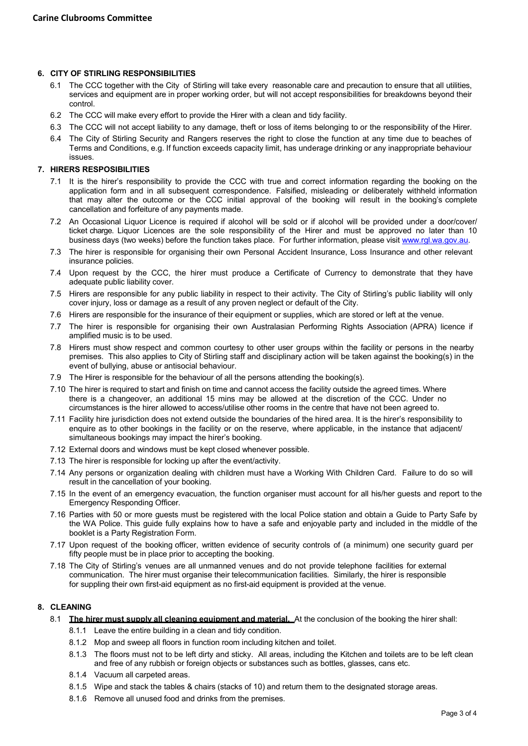**Carine Clubrooms Committee**

## 6. CITY OF STIRLING RESPONSIBILITIES

6.1 The CCC together with the City of Stirling will take every reasonable care and precaution to ensure that all utilities, services and equipment are in proper working order, but will not accept responsibilities for breakdowns beyond their control.

6.2 The CCC will make every effort to provide the Hirer with a clean and tidy facility.

6.3 The CCC will not accept liability to any damage, theft or loss of items belonging to or the responsibility of the Hirer.

6.4 The City of Stirling Security and Rangers reserves the right to close the function at any time due to beaches of Terms and Conditions, e.g. If function exceeds capacity limit, has underage drinking or any inappropriate behaviour issues.

## 7. HIRERS RESPOSIBILITIES

7.1 It is the hirer's responsibility to provide the CCC with true and correct information regarding the booking on the application form and in all subsequent correspondence. Falsified, misleading or deliberately withheld information that may alter the outcome or the CCC initial approval of the booking will result in the booking's complete cancellation and forfeiture of any payments made.

7.2 An Occasional Liquor Licence is required if alcohol will be sold or if alcohol will be provided under a door/cover/ ticket charge. Liquor Licences are the sole responsibility of the Hirer and must be approved no later than 10 business days (two weeks) before the function takes place. For further information, please visit www.rgl.wa.gov.au.

7.3 The hirer is responsible for organising their own Personal Accident Insurance, Loss Insurance and other relevant insurance policies.

7.4 Upon request by the CCC, the hirer must produce a Certificate of Currency to demonstrate that they have adequate public liability cover.

7.5 Hirers are responsible for any public liability in respect to their activity. The City of Stirling's public liability will only cover injury, loss or damage as a result of any proven neglect or default of the City.

7.6 Hirers are responsible for the insurance of their equipment or supplies, which are stored or left at the venue.

7.7 The hirer is responsible for organising their own Australasian Performing Rights Association (APRA) licence if amplified music is to be used.

7.8 Hirers must show respect and common courtesy to other user groups within the facility or persons in the nearby premises. This also applies to City of Stirling staff and disciplinary action will be taken against the booking(s) in the event of bullying, abuse or antisocial behaviour.

7.9 The Hirer is responsible for the behaviour of all the persons attending the booking(s).

7.10 The hirer is required to start and finish on time and cannot access the facility outside the agreed times. Where there is a changeover, an additional 15 mins may be allowed at the discretion of the CCC. Under no circumstances is the hirer allowed to access/utilise other rooms in the centre that have not been agreed to.

7.11 Facility hire jurisdiction does not extend outside the boundaries of the hired area. It is the hirer's responsibility to enquire as to other bookings in the facility or on the reserve, where applicable, in the instance that adjacent/ simultaneous bookings may impact the hirer's booking.

7.12 External doors and windows must be kept closed whenever possible.

7.13 The hirer is responsible for locking up after the event/activity.

7.14 Any persons or organization dealing with children must have a Working With Children Card. Failure to do so will result in the cancellation of your booking.

7.15 In the event of an emergency evacuation, the function organiser must account for all his/her guests and report to the Emergency Responding Officer.

7.16 Parties with 50 or more guests must be registered with the local Police station and obtain a Guide to Party Safe by the WA Police. This guide fully explains how to have a safe and enjoyable party and included in the middle of the booklet is a Party Registration Form.

7.17 Upon request of the booking officer, written evidence of security controls of (a minimum) one security guard per fifty people must be in place prior to accepting the booking.

7.18 The City of Stirling's venues are all unmanned venues and do not provide telephone facilities for external communication. The hirer must organise their telecommunication facilities. Similarly, the hirer is responsible for suppling their own first-aid equipment as no first-aid equipment is provided at the venue.

## 8. CLEANING

8.1 **The hirer must supply all cleaning equipment and material.** At the conclusion of the booking the hirer shall:

8.1.1 Leave the entire building in a clean and tidy condition.

8.1.2 Mop and sweep all floors in function room including kitchen and toilet.

8.1.3 The floors must not to be left dirty and sticky. All areas, including the Kitchen and toilets are to be left clean and free of any rubbish or foreign objects or substances such as bottles, glasses, cans etc.

8.1.4 Vacuum all carpeted areas.

8.1.5 Wipe and stack the tables & chairs (stacks of 10) and return them to the designated storage areas.

8.1.6 Remove all unused food and drinks from the premises.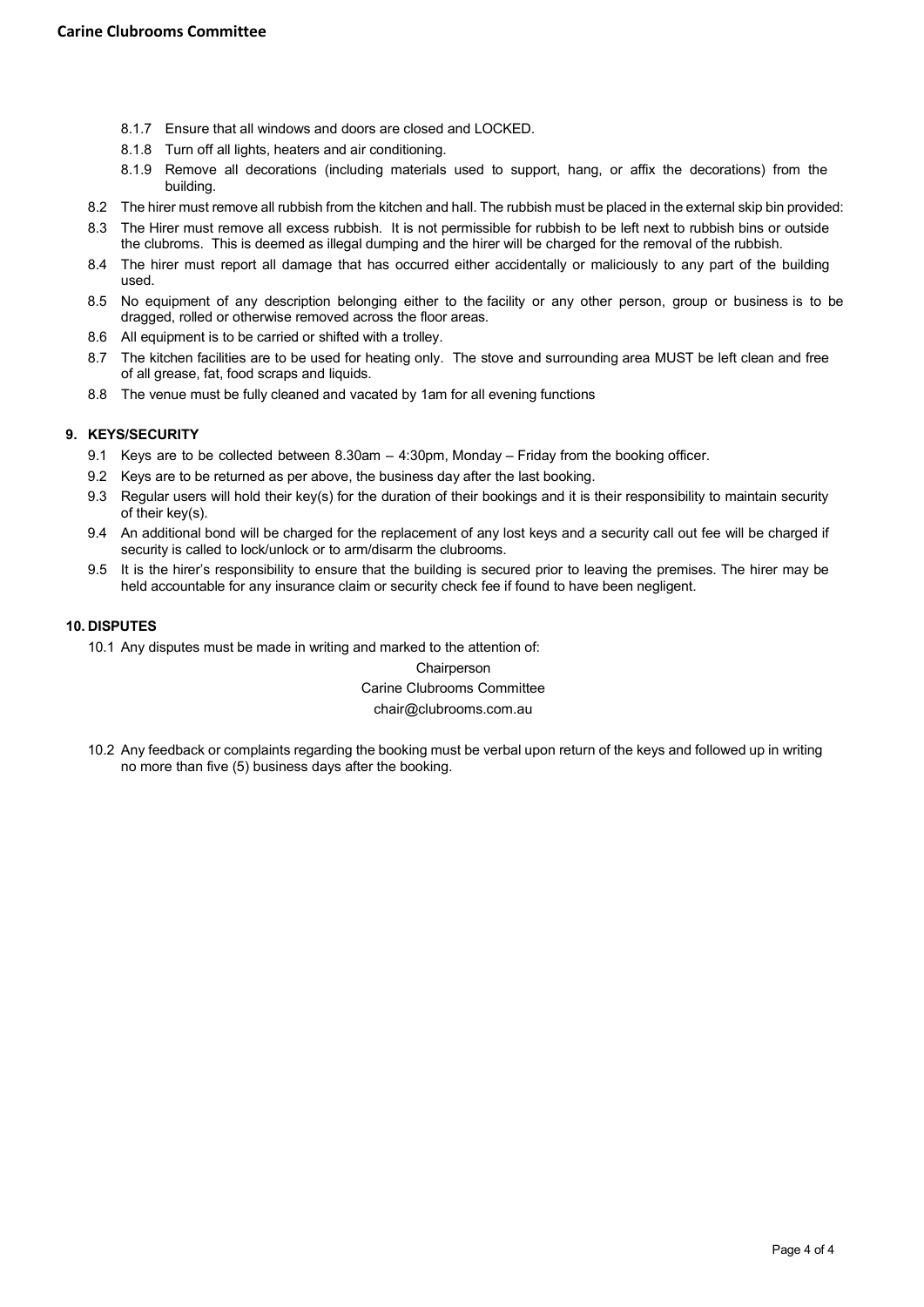8.1.7 Ensure that all windows and doors are closed and LOCKED.

8.1.8 Turn off all lights, heaters and air conditioning.

8.1.9 Remove all decorations (including materials used to support, hang, or affix the decorations) from the building.

8.2 The hirer must remove all rubbish from the kitchen and hall. The rubbish must be placed in the external skip bin provided:

8.3 The Hirer must remove all excess rubbish. It is not permissible for rubbish to be left next to rubbish bins or outside the clubroms. This is deemed as illegal dumping and the hirer will be charged for the removal of the rubbish.

8.4 The hirer must report all damage that has occurred either accidentally or maliciously to any part of the building used.

8.5 No equipment of any description belonging either to the facility or any other person, group or business is to be dragged, rolled or otherwise removed across the floor areas.

8.6 All equipment is to be carried or shifted with a trolley.

8.7 The kitchen facilities are to be used for heating only. The stove and surrounding area MUST be left clean and free of all grease, fat, food scraps and liquids.

8.8 The venue must be fully cleaned and vacated by 1am for all evening functions

## 9. KEYS/SECURITY

9.1 Keys are to be collected between 8.30am – 4:30pm, Monday – Friday from the booking officer.

9.2 Keys are to be returned as per above, the business day after the last booking.

9.3 Regular users will hold their key(s) for the duration of their bookings and it is their responsibility to maintain security of their key(s).

9.4 An additional bond will be charged for the replacement of any lost keys and a security call out fee will be charged if security is called to lock/unlock or to arm/disarm the clubrooms.

9.5 It is the hirer's responsibility to ensure that the building is secured prior to leaving the premises. The hirer may be held accountable for any insurance claim or security check fee if found to have been negligent.

## 10. DISPUTES

10.1 Any disputes must be made in writing and marked to the attention of:

Chairperson
Carine Clubrooms Committee
chair@clubrooms.com.au

10.2 Any feedback or complaints regarding the booking must be verbal upon return of the keys and followed up in writing no more than five (5) business days after the booking.